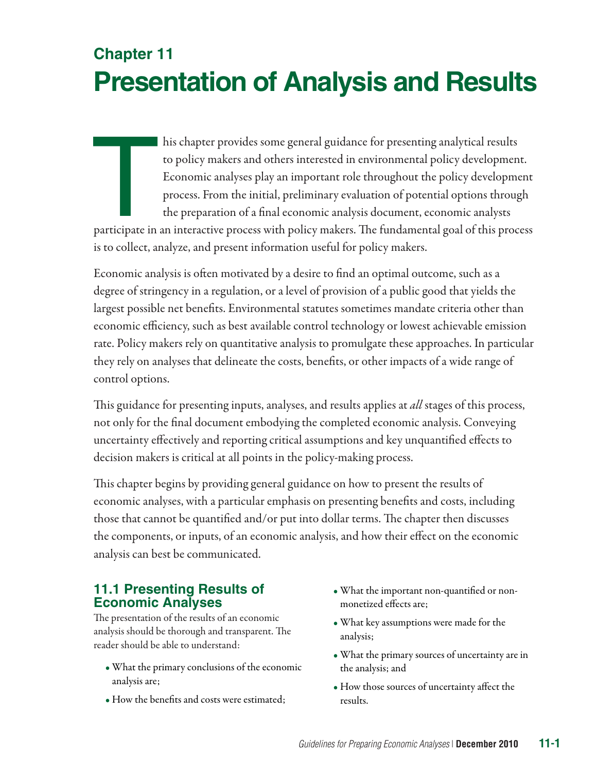# Chapter 11
# Presentation of Analysis and Results

This chapter provides some general guidance for presenting analytical results to policy makers and others interested in environmental policy development. Economic analyses play an important role throughout the policy development process. From the initial, preliminary evaluation of potential options through the preparation of a final economic analysis document, economic analysts participate in an interactive process with policy makers. The fundamental goal of this process is to collect, analyze, and present information useful for policy makers.

Economic analysis is often motivated by a desire to find an optimal outcome, such as a degree of stringency in a regulation, or a level of provision of a public good that yields the largest possible net benefits. Environmental statutes sometimes mandate criteria other than economic efficiency, such as best available control technology or lowest achievable emission rate. Policy makers rely on quantitative analysis to promulgate these approaches. In particular they rely on analyses that delineate the costs, benefits, or other impacts of a wide range of control options.

This guidance for presenting inputs, analyses, and results applies at *all* stages of this process, not only for the final document embodying the completed economic analysis. Conveying uncertainty effectively and reporting critical assumptions and key unquantified effects to decision makers is critical at all points in the policy-making process.

This chapter begins by providing general guidance on how to present the results of economic analyses, with a particular emphasis on presenting benefits and costs, including those that cannot be quantified and/or put into dollar terms. The chapter then discusses the components, or inputs, of an economic analysis, and how their effect on the economic analysis can best be communicated.

## 11.1 Presenting Results of Economic Analyses

The presentation of the results of an economic analysis should be thorough and transparent. The reader should be able to understand:

- What the primary conclusions of the economic analysis are;
- How the benefits and costs were estimated;
- What the important non-quantified or non-monetized effects are;
- What key assumptions were made for the analysis;
- What the primary sources of uncertainty are in the analysis; and
- How those sources of uncertainty affect the results.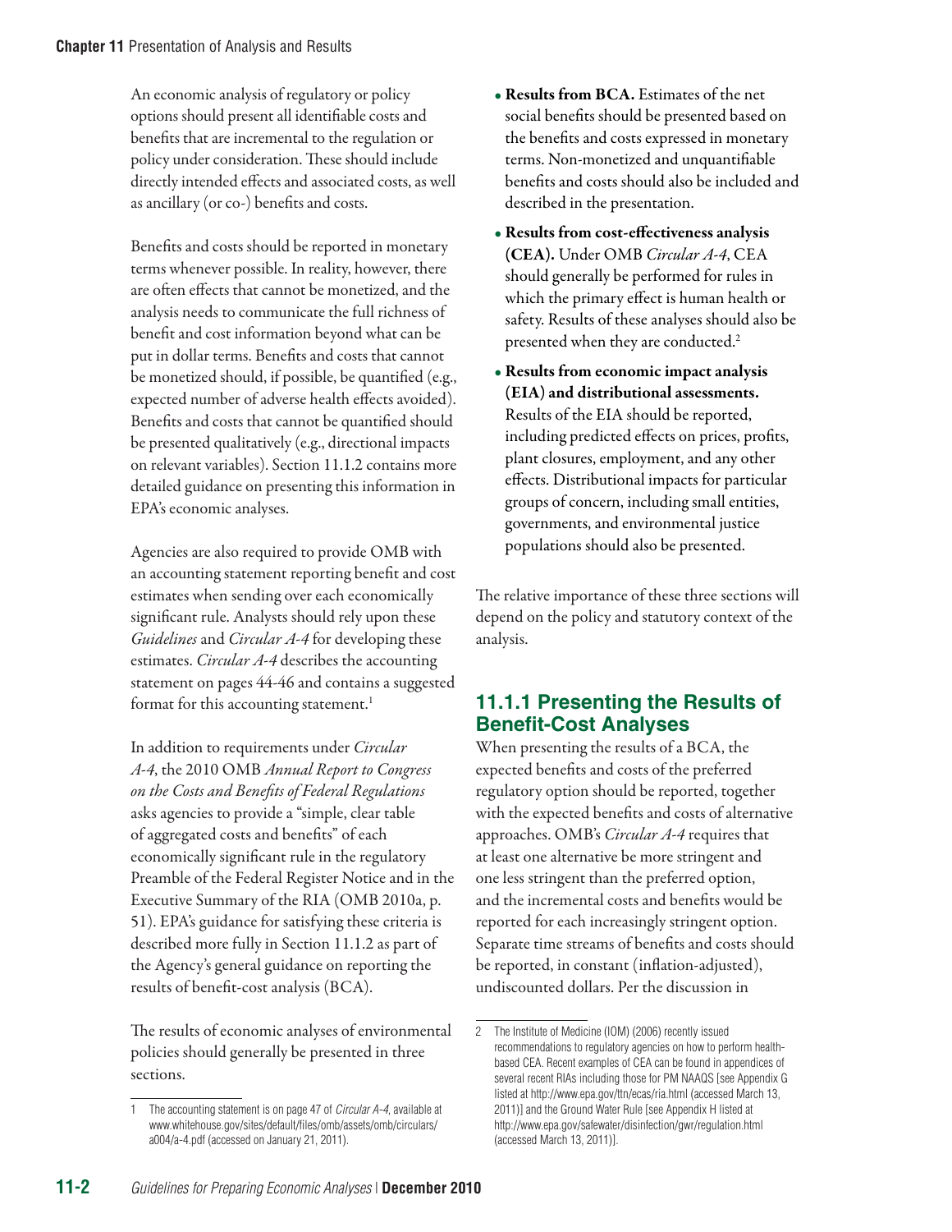An economic analysis of regulatory or policy options should present all identifiable costs and benefits that are incremental to the regulation or policy under consideration. These should include directly intended effects and associated costs, as well as ancillary (or co-) benefits and costs.

Benefits and costs should be reported in monetary terms whenever possible. In reality, however, there are often effects that cannot be monetized, and the analysis needs to communicate the full richness of benefit and cost information beyond what can be put in dollar terms. Benefits and costs that cannot be monetized should, if possible, be quantified (e.g., expected number of adverse health effects avoided). Benefits and costs that cannot be quantified should be presented qualitatively (e.g., directional impacts on relevant variables). Section 11.1.2 contains more detailed guidance on presenting this information in EPA's economic analyses.

Agencies are also required to provide OMB with an accounting statement reporting benefit and cost estimates when sending over each economically significant rule. Analysts should rely upon these *Guidelines* and *Circular A-4* for developing these estimates. *Circular A-4* describes the accounting statement on pages 44-46 and contains a suggested format for this accounting statement.[1]

In addition to requirements under *Circular A-4*, the 2010 OMB *Annual Report to Congress on the Costs and Benefits of Federal Regulations* asks agencies to provide a "simple, clear table of aggregated costs and benefits" of each economically significant rule in the regulatory Preamble of the Federal Register Notice and in the Executive Summary of the RIA (OMB 2010a, p. 51). EPA's guidance for satisfying these criteria is described more fully in Section 11.1.2 as part of the Agency's general guidance on reporting the results of benefit-cost analysis (BCA).

The results of economic analyses of environmental policies should generally be presented in three sections.

- **Results from BCA.** Estimates of the net social benefits should be presented based on the benefits and costs expressed in monetary terms. Non-monetized and unquantifiable benefits and costs should also be included and described in the presentation.
- **Results from cost-effectiveness analysis (CEA).** Under OMB *Circular A-4*, CEA should generally be performed for rules in which the primary effect is human health or safety. Results of these analyses should also be presented when they are conducted.[2]
- **Results from economic impact analysis (EIA) and distributional assessments.** Results of the EIA should be reported, including predicted effects on prices, profits, plant closures, employment, and any other effects. Distributional impacts for particular groups of concern, including small entities, governments, and environmental justice populations should also be presented.

The relative importance of these three sections will depend on the policy and statutory context of the analysis.

### 11.1.1 Presenting the Results of Benefit-Cost Analyses

When presenting the results of a BCA, the expected benefits and costs of the preferred regulatory option should be reported, together with the expected benefits and costs of alternative approaches. OMB's *Circular A-4* requires that at least one alternative be more stringent and one less stringent than the preferred option, and the incremental costs and benefits would be reported for each increasingly stringent option. Separate time streams of benefits and costs should be reported, in constant (inflation-adjusted), undiscounted dollars. Per the discussion in

---

[1] The accounting statement is on page 47 of *Circular A-4*, available at www.whitehouse.gov/sites/default/files/omb/assets/omb/circulars/a004/a-4.pdf (accessed on January 21, 2011).

[2] The Institute of Medicine (IOM) (2006) recently issued recommendations to regulatory agencies on how to perform health-based CEA. Recent examples of CEA can be found in appendices of several recent RIAs including those for PM NAAQS [see Appendix G listed at http://www.epa.gov/ttn/ecas/ria.html (accessed March 13, 2011)] and the Ground Water Rule [see Appendix H listed at http://www.epa.gov/safewater/disinfection/gwr/regulation.html (accessed March 13, 2011)].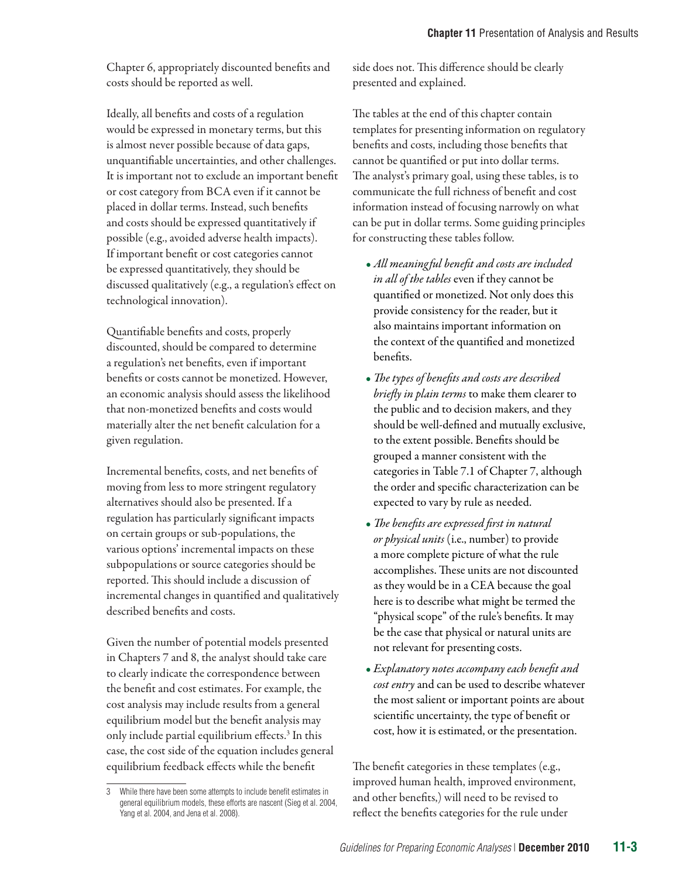Chapter 6, appropriately discounted benefits and costs should be reported as well.

Ideally, all benefits and costs of a regulation would be expressed in monetary terms, but this is almost never possible because of data gaps, unquantifiable uncertainties, and other challenges. It is important not to exclude an important benefit or cost category from BCA even if it cannot be placed in dollar terms. Instead, such benefits and costs should be expressed quantitatively if possible (e.g., avoided adverse health impacts). If important benefit or cost categories cannot be expressed quantitatively, they should be discussed qualitatively (e.g., a regulation's effect on technological innovation).

Quantifiable benefits and costs, properly discounted, should be compared to determine a regulation's net benefits, even if important benefits or costs cannot be monetized. However, an economic analysis should assess the likelihood that non-monetized benefits and costs would materially alter the net benefit calculation for a given regulation.

Incremental benefits, costs, and net benefits of moving from less to more stringent regulatory alternatives should also be presented. If a regulation has particularly significant impacts on certain groups or sub-populations, the various options' incremental impacts on these subpopulations or source categories should be reported. This should include a discussion of incremental changes in quantified and qualitatively described benefits and costs.

Given the number of potential models presented in Chapters 7 and 8, the analyst should take care to clearly indicate the correspondence between the benefit and cost estimates. For example, the cost analysis may include results from a general equilibrium model but the benefit analysis may only include partial equilibrium effects.[3] In this case, the cost side of the equation includes general equilibrium feedback effects while the benefit side does not. This difference should be clearly presented and explained.

The tables at the end of this chapter contain templates for presenting information on regulatory benefits and costs, including those benefits that cannot be quantified or put into dollar terms. The analyst's primary goal, using these tables, is to communicate the full richness of benefit and cost information instead of focusing narrowly on what can be put in dollar terms. Some guiding principles for constructing these tables follow.

- *All meaningful benefit and costs are included in all of the tables* even if they cannot be quantified or monetized. Not only does this provide consistency for the reader, but it also maintains important information on the context of the quantified and monetized benefits.
- *The types of benefits and costs are described briefly in plain terms* to make them clearer to the public and to decision makers, and they should be well-defined and mutually exclusive, to the extent possible. Benefits should be grouped a manner consistent with the categories in Table 7.1 of Chapter 7, although the order and specific characterization can be expected to vary by rule as needed.
- *The benefits are expressed first in natural or physical units* (i.e., number) to provide a more complete picture of what the rule accomplishes. These units are not discounted as they would be in a CEA because the goal here is to describe what might be termed the "physical scope" of the rule's benefits. It may be the case that physical or natural units are not relevant for presenting costs.
- *Explanatory notes accompany each benefit and cost entry* and can be used to describe whatever the most salient or important points are about scientific uncertainty, the type of benefit or cost, how it is estimated, or the presentation.

The benefit categories in these templates (e.g., improved human health, improved environment, and other benefits,) will need to be revised to reflect the benefits categories for the rule under

---

3 While there have been some attempts to include benefit estimates in general equilibrium models, these efforts are nascent (Sieg et al. 2004, Yang et al. 2004, and Jena et al. 2008).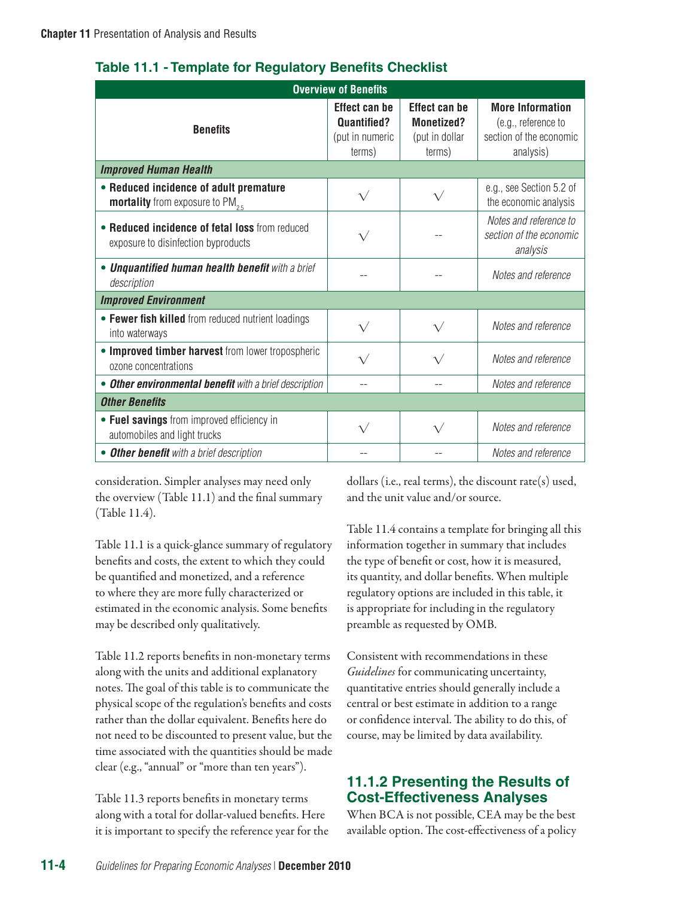**Table 11.1 - Template for Regulatory Benefits Checklist**

| Overview of Benefits | | | |
|---|---|---|---|
| **Benefits** | **Effect can be Quantified?** (put in numeric terms) | **Effect can be Monetized?** (put in dollar terms) | **More Information** (e.g., reference to section of the economic analysis) |
| ***Improved Human Health*** | | | |
| • **Reduced incidence of adult premature mortality** from exposure to $PM_{2.5}$ | √ | √ | e.g., see Section 5.2 of the economic analysis |
| • **Reduced incidence of fetal loss** from reduced exposure to disinfection byproducts | √ | -- | *Notes and reference to section of the economic analysis* |
| • ***Unquantified human health benefit*** *with a brief description* | -- | -- | *Notes and reference* |
| ***Improved Environment*** | | | |
| • **Fewer fish killed** from reduced nutrient loadings into waterways | √ | √ | *Notes and reference* |
| • **Improved timber harvest** from lower tropospheric ozone concentrations | √ | √ | *Notes and reference* |
| • ***Other environmental benefit*** *with a brief description* | -- | -- | *Notes and reference* |
| ***Other Benefits*** | | | |
| • **Fuel savings** from improved efficiency in automobiles and light trucks | √ | √ | *Notes and reference* |
| • ***Other benefit*** *with a brief description* | -- | -- | *Notes and reference* |

consideration. Simpler analyses may need only the overview (Table 11.1) and the final summary (Table 11.4).

Table 11.1 is a quick-glance summary of regulatory benefits and costs, the extent to which they could be quantified and monetized, and a reference to where they are more fully characterized or estimated in the economic analysis. Some benefits may be described only qualitatively.

Table 11.2 reports benefits in non-monetary terms along with the units and additional explanatory notes. The goal of this table is to communicate the physical scope of the regulation's benefits and costs rather than the dollar equivalent. Benefits here do not need to be discounted to present value, but the time associated with the quantities should be made clear (e.g., "annual" or "more than ten years").

Table 11.3 reports benefits in monetary terms along with a total for dollar-valued benefits. Here it is important to specify the reference year for the dollars (i.e., real terms), the discount rate(s) used, and the unit value and/or source.

Table 11.4 contains a template for bringing all this information together in summary that includes the type of benefit or cost, how it is measured, its quantity, and dollar benefits. When multiple regulatory options are included in this table, it is appropriate for including in the regulatory preamble as requested by OMB.

Consistent with recommendations in these *Guidelines* for communicating uncertainty, quantitative entries should generally include a central or best estimate in addition to a range or confidence interval. The ability to do this, of course, may be limited by data availability.

### 11.1.2 Presenting the Results of Cost-Effectiveness Analyses

When BCA is not possible, CEA may be the best available option. The cost-effectiveness of a policy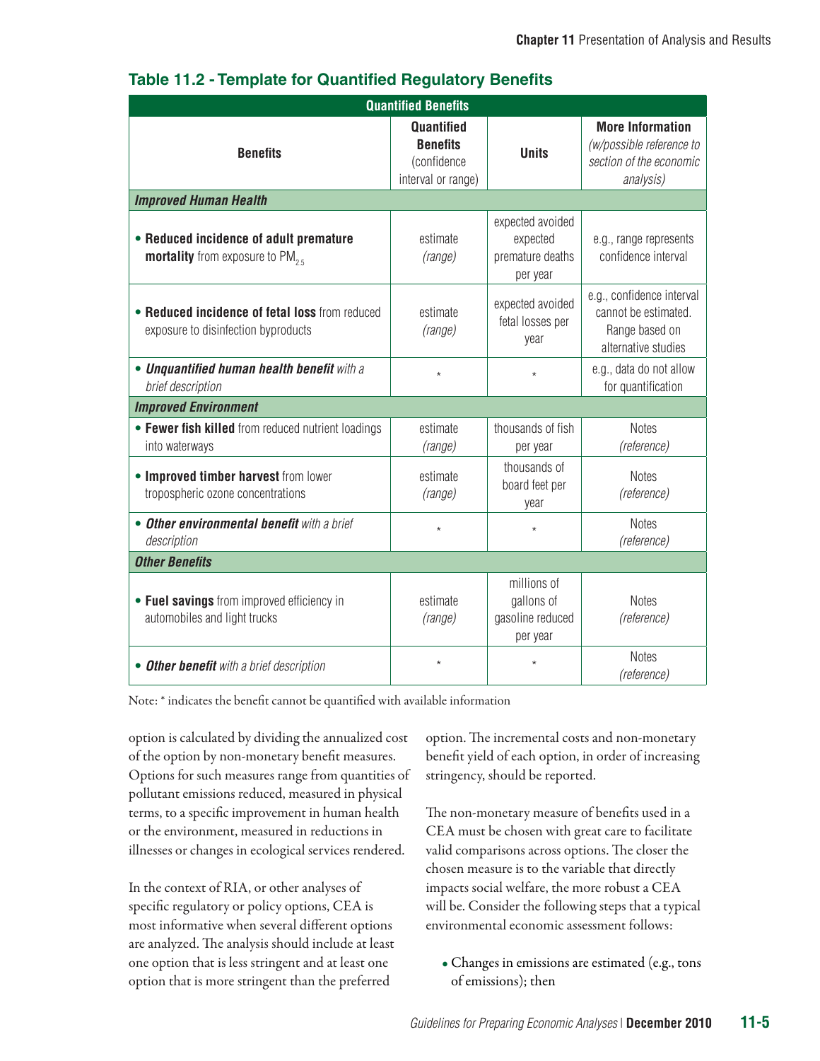**Table 11.2 - Template for Quantified Regulatory Benefits**

| Quantified Benefits | | | |
|---|---|---|---|
| **Benefits** | **Quantified Benefits** (confidence interval or range) | **Units** | **More Information** *(w/possible reference to section of the economic analysis)* |
| ***Improved Human Health*** | | | |
| • **Reduced incidence of adult premature mortality** from exposure to $PM_{2.5}$ | estimate *(range)* | expected avoided expected premature deaths per year | e.g., range represents confidence interval |
| • **Reduced incidence of fetal loss** from reduced exposure to disinfection byproducts | estimate *(range)* | expected avoided fetal losses per year | e.g., confidence interval cannot be estimated. Range based on alternative studies |
| • ***Unquantified human health benefit*** *with a brief description* | * | * | e.g., data do not allow for quantification |
| ***Improved Environment*** | | | |
| • **Fewer fish killed** from reduced nutrient loadings into waterways | estimate *(range)* | thousands of fish per year | Notes *(reference)* |
| • **Improved timber harvest** from lower tropospheric ozone concentrations | estimate *(range)* | thousands of board feet per year | Notes *(reference)* |
| • ***Other environmental benefit*** *with a brief description* | * | * | Notes *(reference)* |
| ***Other Benefits*** | | | |
| • **Fuel savings** from improved efficiency in automobiles and light trucks | estimate *(range)* | millions of gallons of gasoline reduced per year | Notes *(reference)* |
| • ***Other benefit*** *with a brief description* | * | * | Notes *(reference)* |

Note: * indicates the benefit cannot be quantified with available information

option is calculated by dividing the annualized cost of the option by non-monetary benefit measures. Options for such measures range from quantities of pollutant emissions reduced, measured in physical terms, to a specific improvement in human health or the environment, measured in reductions in illnesses or changes in ecological services rendered.

In the context of RIA, or other analyses of specific regulatory or policy options, CEA is most informative when several different options are analyzed. The analysis should include at least one option that is less stringent and at least one option that is more stringent than the preferred option. The incremental costs and non-monetary benefit yield of each option, in order of increasing stringency, should be reported.

The non-monetary measure of benefits used in a CEA must be chosen with great care to facilitate valid comparisons across options. The closer the chosen measure is to the variable that directly impacts social welfare, the more robust a CEA will be. Consider the following steps that a typical environmental economic assessment follows:

- Changes in emissions are estimated (e.g., tons of emissions); then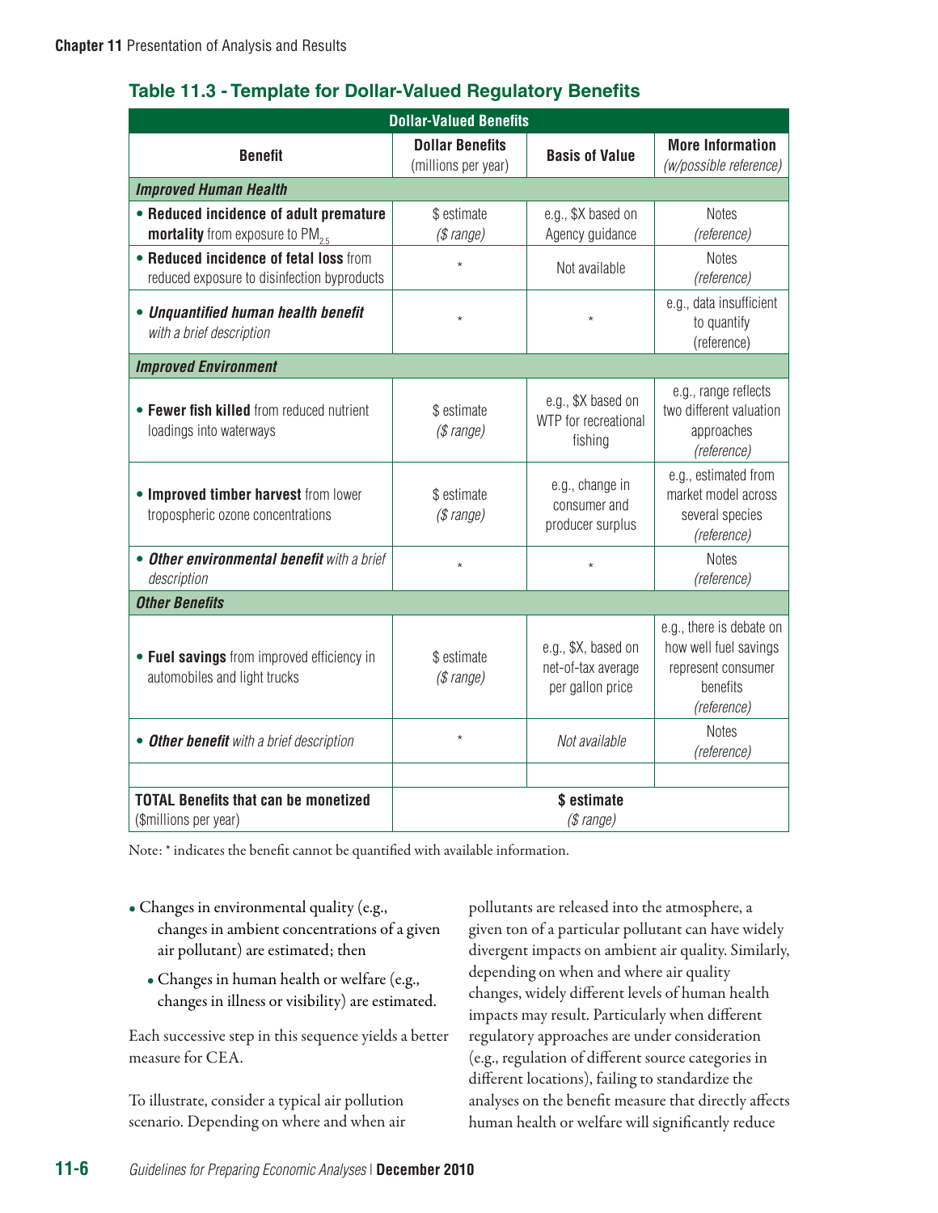**Table 11.3 - Template for Dollar-Valued Regulatory Benefits**

| Dollar-Valued Benefits | | | |
|---|---|---|---|
| **Benefit** | **Dollar Benefits** (millions per year) | **Basis of Value** | **More Information** *(w/possible reference)* |
| ***Improved Human Health*** | | | |
| • **Reduced incidence of adult premature mortality** from exposure to $PM_{2.5}$ | $ estimate *($ range)* | e.g., $X based on Agency guidance | Notes *(reference)* |
| • **Reduced incidence of fetal loss** from reduced exposure to disinfection byproducts | * | Not available | Notes *(reference)* |
| • ***Unquantified human health benefit*** *with a brief description* | * | * | e.g., data insufficient to quantify (reference) |
| ***Improved Environment*** | | | |
| • **Fewer fish killed** from reduced nutrient loadings into waterways | $ estimate *($ range)* | e.g., $X based on WTP for recreational fishing | e.g., range reflects two different valuation approaches *(reference)* |
| • **Improved timber harvest** from lower tropospheric ozone concentrations | $ estimate *($ range)* | e.g., change in consumer and producer surplus | e.g., estimated from market model across several species *(reference)* |
| • ***Other environmental benefit*** *with a brief description* | * | * | Notes *(reference)* |
| ***Other Benefits*** | | | |
| • **Fuel savings** from improved efficiency in automobiles and light trucks | $ estimate *($ range)* | e.g., $X, based on net-of-tax average per gallon price | e.g., there is debate on how well fuel savings represent consumer benefits *(reference)* |
| • ***Other benefit*** *with a brief description* | * | *Not available* | Notes *(reference)* |
| | | | |
| **TOTAL Benefits that can be monetized** ($millions per year) | **$ estimate** *($ range)* | | |

Note: * indicates the benefit cannot be quantified with available information.

- Changes in environmental quality (e.g., changes in ambient concentrations of a given air pollutant) are estimated; then
  - Changes in human health or welfare (e.g., changes in illness or visibility) are estimated.

Each successive step in this sequence yields a better measure for CEA.

To illustrate, consider a typical air pollution scenario. Depending on where and when air pollutants are released into the atmosphere, a given ton of a particular pollutant can have widely divergent impacts on ambient air quality. Similarly, depending on when and where air quality changes, widely different levels of human health impacts may result. Particularly when different regulatory approaches are under consideration (e.g., regulation of different source categories in different locations), failing to standardize the analyses on the benefit measure that directly affects human health or welfare will significantly reduce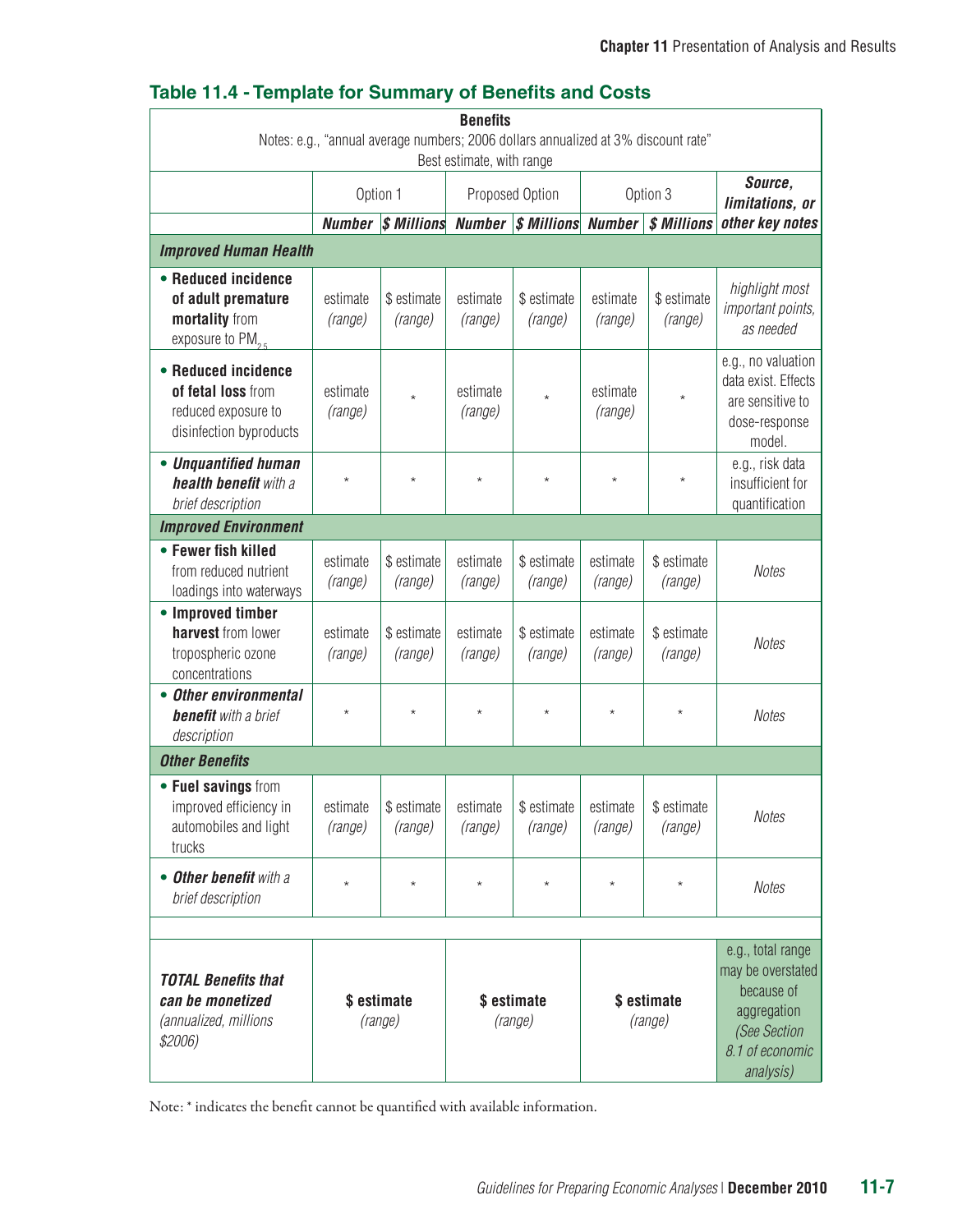### Table 11.4 - Template for Summary of Benefits and Costs

| **Benefits**<br>Notes: e.g., "annual average numbers; 2006 dollars annualized at 3% discount rate"<br>Best estimate, with range | | | | | | | |
|---|---|---|---|---|---|---|---|
| | Option 1 | | Proposed Option | | Option 3 | | ***Source, limitations, or other key notes*** |
| | ***Number*** | ***$ Millions*** | ***Number*** | ***$ Millions*** | ***Number*** | ***$ Millions*** | |
| ***Improved Human Health*** | | | | | | | |
| • **Reduced incidence of adult premature mortality** from exposure to $PM_{2.5}$ | estimate *(range)* | $ estimate *(range)* | estimate *(range)* | $ estimate *(range)* | estimate *(range)* | $ estimate *(range)* | *highlight most important points, as needed* |
| • **Reduced incidence of fetal loss** from reduced exposure to disinfection byproducts | estimate *(range)* | * | estimate *(range)* | * | estimate *(range)* | * | e.g., no valuation data exist. Effects are sensitive to dose-response model. |
| • ***Unquantified human health benefit*** *with a brief description* | * | * | * | * | * | * | e.g., risk data insufficient for quantification |
| ***Improved Environment*** | | | | | | | |
| • **Fewer fish killed** from reduced nutrient loadings into waterways | estimate *(range)* | $ estimate *(range)* | estimate *(range)* | $ estimate *(range)* | estimate *(range)* | $ estimate *(range)* | *Notes* |
| • **Improved timber harvest** from lower tropospheric ozone concentrations | estimate *(range)* | $ estimate *(range)* | estimate *(range)* | $ estimate *(range)* | estimate *(range)* | $ estimate *(range)* | *Notes* |
| • ***Other environmental benefit*** *with a brief description* | * | * | * | * | * | * | *Notes* |
| ***Other Benefits*** | | | | | | | |
| • **Fuel savings** from improved efficiency in automobiles and light trucks | estimate *(range)* | $ estimate *(range)* | estimate *(range)* | $ estimate *(range)* | estimate *(range)* | $ estimate *(range)* | *Notes* |
| • ***Other benefit*** *with a brief description* | * | * | * | * | * | * | *Notes* |
| | | | | | | | |
| ***TOTAL Benefits that can be monetized*** *(annualized, millions $2006)* | **$ estimate** *(range)* | | **$ estimate** *(range)* | | **$ estimate** *(range)* | | e.g., total range may be overstated because of aggregation *(See Section 8.1 of economic analysis)* |

Note: * indicates the benefit cannot be quantified with available information.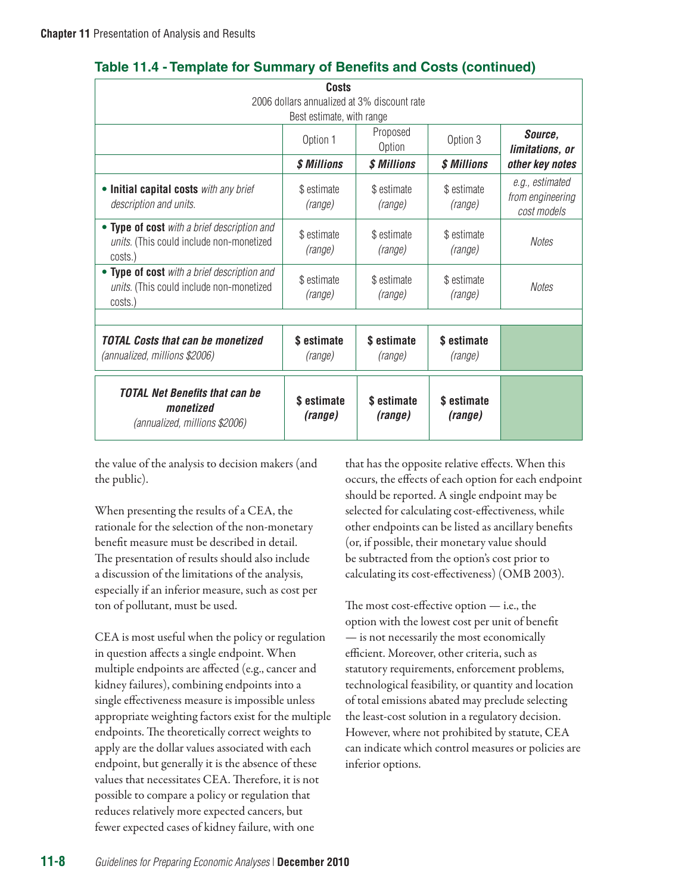## Table 11.4 - Template for Summary of Benefits and Costs (continued)

| Costs<br>2006 dollars annualized at 3% discount rate<br>Best estimate, with range | | | | |
|---|---|---|---|---|
| | Option 1 | Proposed Option | Option 3 | ***Source, limitations, or other key notes*** |
| | ***$ Millions*** | ***$ Millions*** | ***$ Millions*** | |
| • **Initial capital costs** *with any brief description and units.* | $ estimate *(range)* | $ estimate *(range)* | $ estimate *(range)* | *e.g., estimated from engineering cost models* |
| • **Type of cost** *with a brief description and units.* (This could include non-monetized costs.) | $ estimate *(range)* | $ estimate *(range)* | $ estimate *(range)* | *Notes* |
| • **Type of cost** *with a brief description and units.* (This could include non-monetized costs.) | $ estimate *(range)* | $ estimate *(range)* | $ estimate *(range)* | *Notes* |
| | | | | |
| ***TOTAL Costs that can be monetized*** *(annualized, millions $2006)* | **$ estimate** *(range)* | **$ estimate** *(range)* | **$ estimate** *(range)* | |
| ***TOTAL Net Benefits that can be monetized*** *(annualized, millions $2006)* | **$ estimate** ***(range)*** | **$ estimate** ***(range)*** | **$ estimate** ***(range)*** | |

the value of the analysis to decision makers (and the public).

When presenting the results of a CEA, the rationale for the selection of the non-monetary benefit measure must be described in detail. The presentation of results should also include a discussion of the limitations of the analysis, especially if an inferior measure, such as cost per ton of pollutant, must be used.

CEA is most useful when the policy or regulation in question affects a single endpoint. When multiple endpoints are affected (e.g., cancer and kidney failures), combining endpoints into a single effectiveness measure is impossible unless appropriate weighting factors exist for the multiple endpoints. The theoretically correct weights to apply are the dollar values associated with each endpoint, but generally it is the absence of these values that necessitates CEA. Therefore, it is not possible to compare a policy or regulation that reduces relatively more expected cancers, but fewer expected cases of kidney failure, with one that has the opposite relative effects. When this occurs, the effects of each option for each endpoint should be reported. A single endpoint may be selected for calculating cost-effectiveness, while other endpoints can be listed as ancillary benefits (or, if possible, their monetary value should be subtracted from the option's cost prior to calculating its cost-effectiveness) (OMB 2003).

The most cost-effective option — i.e., the option with the lowest cost per unit of benefit — is not necessarily the most economically efficient. Moreover, other criteria, such as statutory requirements, enforcement problems, technological feasibility, or quantity and location of total emissions abated may preclude selecting the least-cost solution in a regulatory decision. However, where not prohibited by statute, CEA can indicate which control measures or policies are inferior options.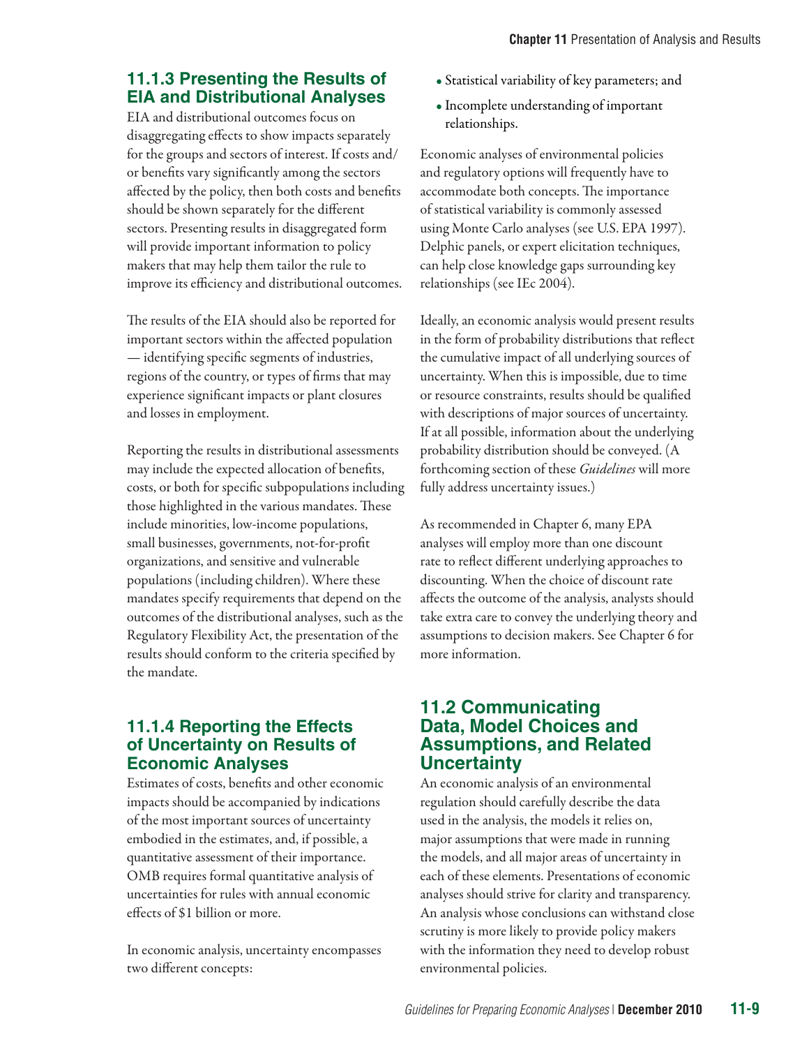### 11.1.3 Presenting the Results of EIA and Distributional Analyses

EIA and distributional outcomes focus on disaggregating effects to show impacts separately for the groups and sectors of interest. If costs and/or benefits vary significantly among the sectors affected by the policy, then both costs and benefits should be shown separately for the different sectors. Presenting results in disaggregated form will provide important information to policy makers that may help them tailor the rule to improve its efficiency and distributional outcomes.

The results of the EIA should also be reported for important sectors within the affected population — identifying specific segments of industries, regions of the country, or types of firms that may experience significant impacts or plant closures and losses in employment.

Reporting the results in distributional assessments may include the expected allocation of benefits, costs, or both for specific subpopulations including those highlighted in the various mandates. These include minorities, low-income populations, small businesses, governments, not-for-profit organizations, and sensitive and vulnerable populations (including children). Where these mandates specify requirements that depend on the outcomes of the distributional analyses, such as the Regulatory Flexibility Act, the presentation of the results should conform to the criteria specified by the mandate.

### 11.1.4 Reporting the Effects of Uncertainty on Results of Economic Analyses

Estimates of costs, benefits and other economic impacts should be accompanied by indications of the most important sources of uncertainty embodied in the estimates, and, if possible, a quantitative assessment of their importance. OMB requires formal quantitative analysis of uncertainties for rules with annual economic effects of $1 billion or more.

In economic analysis, uncertainty encompasses two different concepts:

- Statistical variability of key parameters; and
- Incomplete understanding of important relationships.

Economic analyses of environmental policies and regulatory options will frequently have to accommodate both concepts. The importance of statistical variability is commonly assessed using Monte Carlo analyses (see U.S. EPA 1997). Delphic panels, or expert elicitation techniques, can help close knowledge gaps surrounding key relationships (see IEc 2004).

Ideally, an economic analysis would present results in the form of probability distributions that reflect the cumulative impact of all underlying sources of uncertainty. When this is impossible, due to time or resource constraints, results should be qualified with descriptions of major sources of uncertainty. If at all possible, information about the underlying probability distribution should be conveyed. (A forthcoming section of these *Guidelines* will more fully address uncertainty issues.)

As recommended in Chapter 6, many EPA analyses will employ more than one discount rate to reflect different underlying approaches to discounting. When the choice of discount rate affects the outcome of the analysis, analysts should take extra care to convey the underlying theory and assumptions to decision makers. See Chapter 6 for more information.

## 11.2 Communicating Data, Model Choices and Assumptions, and Related Uncertainty

An economic analysis of an environmental regulation should carefully describe the data used in the analysis, the models it relies on, major assumptions that were made in running the models, and all major areas of uncertainty in each of these elements. Presentations of economic analyses should strive for clarity and transparency. An analysis whose conclusions can withstand close scrutiny is more likely to provide policy makers with the information they need to develop robust environmental policies.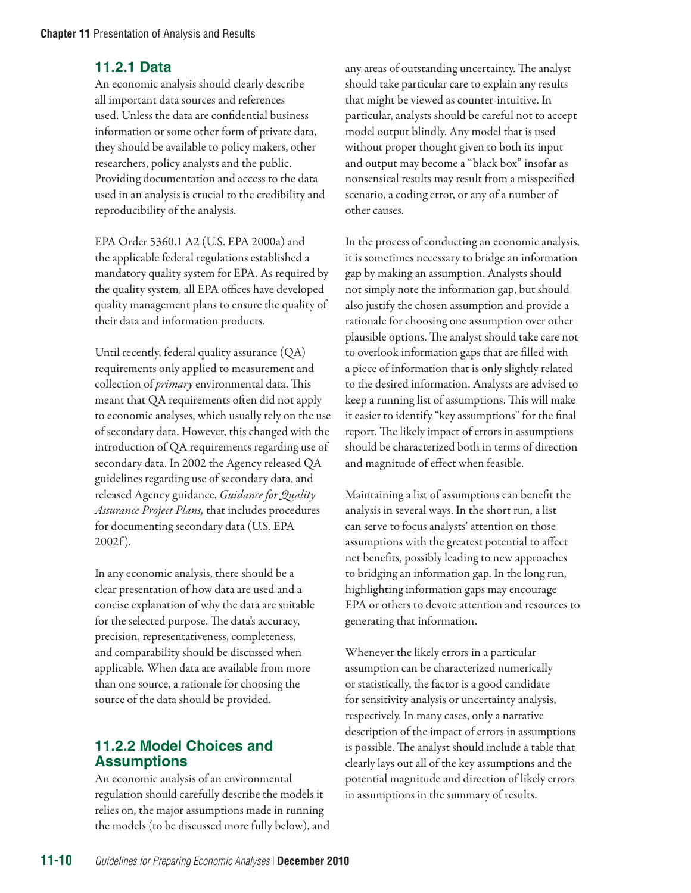### 11.2.1 Data

An economic analysis should clearly describe all important data sources and references used. Unless the data are confidential business information or some other form of private data, they should be available to policy makers, other researchers, policy analysts and the public. Providing documentation and access to the data used in an analysis is crucial to the credibility and reproducibility of the analysis.

EPA Order 5360.1 A2 (U.S. EPA 2000a) and the applicable federal regulations established a mandatory quality system for EPA. As required by the quality system, all EPA offices have developed quality management plans to ensure the quality of their data and information products.

Until recently, federal quality assurance (QA) requirements only applied to measurement and collection of *primary* environmental data. This meant that QA requirements often did not apply to economic analyses, which usually rely on the use of secondary data. However, this changed with the introduction of QA requirements regarding use of secondary data. In 2002 the Agency released QA guidelines regarding use of secondary data, and released Agency guidance, *Guidance for Quality Assurance Project Plans,* that includes procedures for documenting secondary data (U.S. EPA 2002f).

In any economic analysis, there should be a clear presentation of how data are used and a concise explanation of why the data are suitable for the selected purpose. The data's accuracy, precision, representativeness, completeness, and comparability should be discussed when applicable. When data are available from more than one source, a rationale for choosing the source of the data should be provided.

### 11.2.2 Model Choices and Assumptions

An economic analysis of an environmental regulation should carefully describe the models it relies on, the major assumptions made in running the models (to be discussed more fully below), and any areas of outstanding uncertainty. The analyst should take particular care to explain any results that might be viewed as counter-intuitive. In particular, analysts should be careful not to accept model output blindly. Any model that is used without proper thought given to both its input and output may become a "black box" insofar as nonsensical results may result from a misspecified scenario, a coding error, or any of a number of other causes.

In the process of conducting an economic analysis, it is sometimes necessary to bridge an information gap by making an assumption. Analysts should not simply note the information gap, but should also justify the chosen assumption and provide a rationale for choosing one assumption over other plausible options. The analyst should take care not to overlook information gaps that are filled with a piece of information that is only slightly related to the desired information. Analysts are advised to keep a running list of assumptions. This will make it easier to identify "key assumptions" for the final report. The likely impact of errors in assumptions should be characterized both in terms of direction and magnitude of effect when feasible.

Maintaining a list of assumptions can benefit the analysis in several ways. In the short run, a list can serve to focus analysts' attention on those assumptions with the greatest potential to affect net benefits, possibly leading to new approaches to bridging an information gap. In the long run, highlighting information gaps may encourage EPA or others to devote attention and resources to generating that information.

Whenever the likely errors in a particular assumption can be characterized numerically or statistically, the factor is a good candidate for sensitivity analysis or uncertainty analysis, respectively. In many cases, only a narrative description of the impact of errors in assumptions is possible. The analyst should include a table that clearly lays out all of the key assumptions and the potential magnitude and direction of likely errors in assumptions in the summary of results.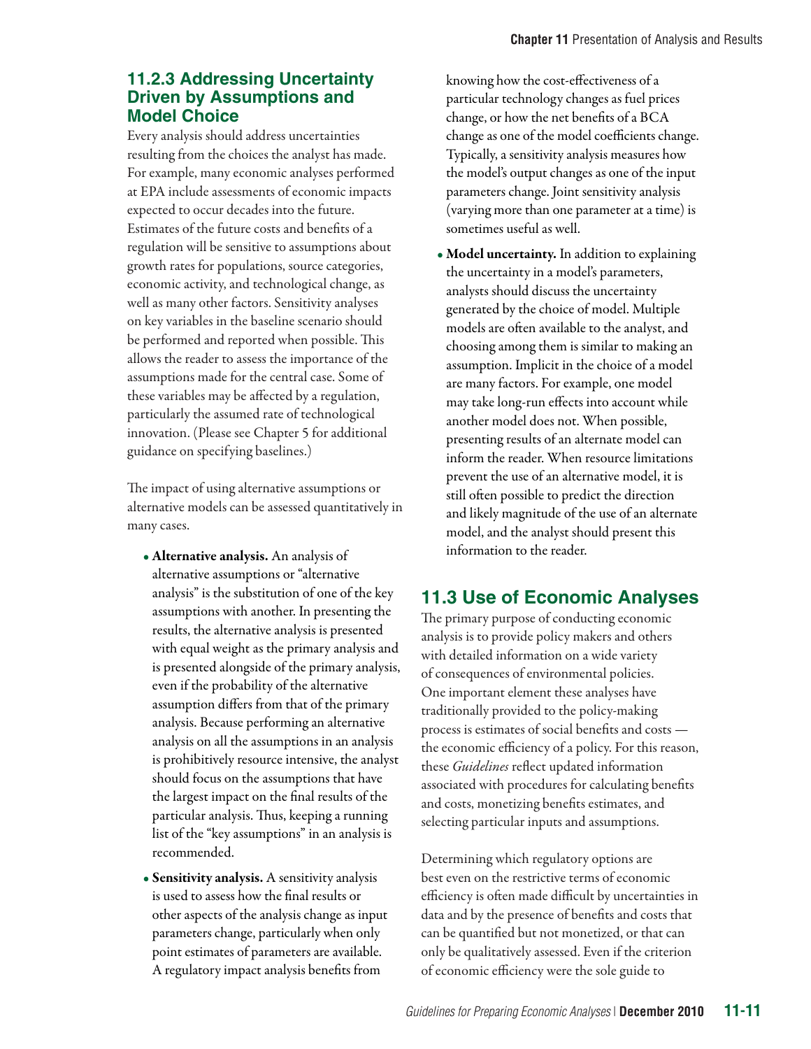### 11.2.3 Addressing Uncertainty Driven by Assumptions and Model Choice

Every analysis should address uncertainties resulting from the choices the analyst has made. For example, many economic analyses performed at EPA include assessments of economic impacts expected to occur decades into the future. Estimates of the future costs and benefits of a regulation will be sensitive to assumptions about growth rates for populations, source categories, economic activity, and technological change, as well as many other factors. Sensitivity analyses on key variables in the baseline scenario should be performed and reported when possible. This allows the reader to assess the importance of the assumptions made for the central case. Some of these variables may be affected by a regulation, particularly the assumed rate of technological innovation. (Please see Chapter 5 for additional guidance on specifying baselines.)

The impact of using alternative assumptions or alternative models can be assessed quantitatively in many cases.

- **Alternative analysis.** An analysis of alternative assumptions or "alternative analysis" is the substitution of one of the key assumptions with another. In presenting the results, the alternative analysis is presented with equal weight as the primary analysis and is presented alongside of the primary analysis, even if the probability of the alternative assumption differs from that of the primary analysis. Because performing an alternative analysis on all the assumptions in an analysis is prohibitively resource intensive, the analyst should focus on the assumptions that have the largest impact on the final results of the particular analysis. Thus, keeping a running list of the "key assumptions" in an analysis is recommended.
- **Sensitivity analysis.** A sensitivity analysis is used to assess how the final results or other aspects of the analysis change as input parameters change, particularly when only point estimates of parameters are available. A regulatory impact analysis benefits from knowing how the cost-effectiveness of a particular technology changes as fuel prices change, or how the net benefits of a BCA change as one of the model coefficients change. Typically, a sensitivity analysis measures how the model's output changes as one of the input parameters change. Joint sensitivity analysis (varying more than one parameter at a time) is sometimes useful as well.
- **Model uncertainty.** In addition to explaining the uncertainty in a model's parameters, analysts should discuss the uncertainty generated by the choice of model. Multiple models are often available to the analyst, and choosing among them is similar to making an assumption. Implicit in the choice of a model are many factors. For example, one model may take long-run effects into account while another model does not. When possible, presenting results of an alternate model can inform the reader. When resource limitations prevent the use of an alternative model, it is still often possible to predict the direction and likely magnitude of the use of an alternate model, and the analyst should present this information to the reader.

## 11.3 Use of Economic Analyses

The primary purpose of conducting economic analysis is to provide policy makers and others with detailed information on a wide variety of consequences of environmental policies. One important element these analyses have traditionally provided to the policy-making process is estimates of social benefits and costs — the economic efficiency of a policy. For this reason, these *Guidelines* reflect updated information associated with procedures for calculating benefits and costs, monetizing benefits estimates, and selecting particular inputs and assumptions.

Determining which regulatory options are best even on the restrictive terms of economic efficiency is often made difficult by uncertainties in data and by the presence of benefits and costs that can be quantified but not monetized, or that can only be qualitatively assessed. Even if the criterion of economic efficiency were the sole guide to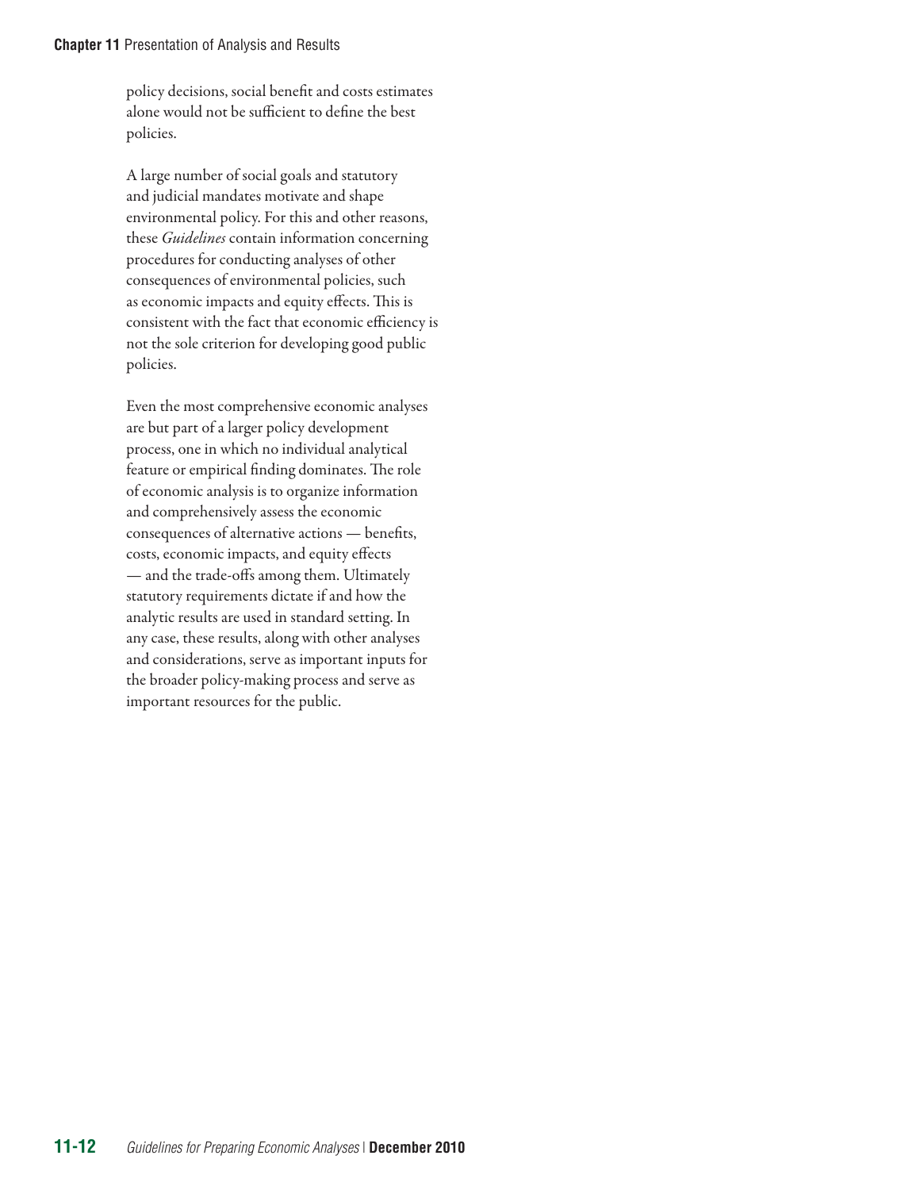policy decisions, social benefit and costs estimates alone would not be sufficient to define the best policies.

A large number of social goals and statutory and judicial mandates motivate and shape environmental policy. For this and other reasons, these *Guidelines* contain information concerning procedures for conducting analyses of other consequences of environmental policies, such as economic impacts and equity effects. This is consistent with the fact that economic efficiency is not the sole criterion for developing good public policies.

Even the most comprehensive economic analyses are but part of a larger policy development process, one in which no individual analytical feature or empirical finding dominates. The role of economic analysis is to organize information and comprehensively assess the economic consequences of alternative actions — benefits, costs, economic impacts, and equity effects — and the trade-offs among them. Ultimately statutory requirements dictate if and how the analytic results are used in standard setting. In any case, these results, along with other analyses and considerations, serve as important inputs for the broader policy-making process and serve as important resources for the public.